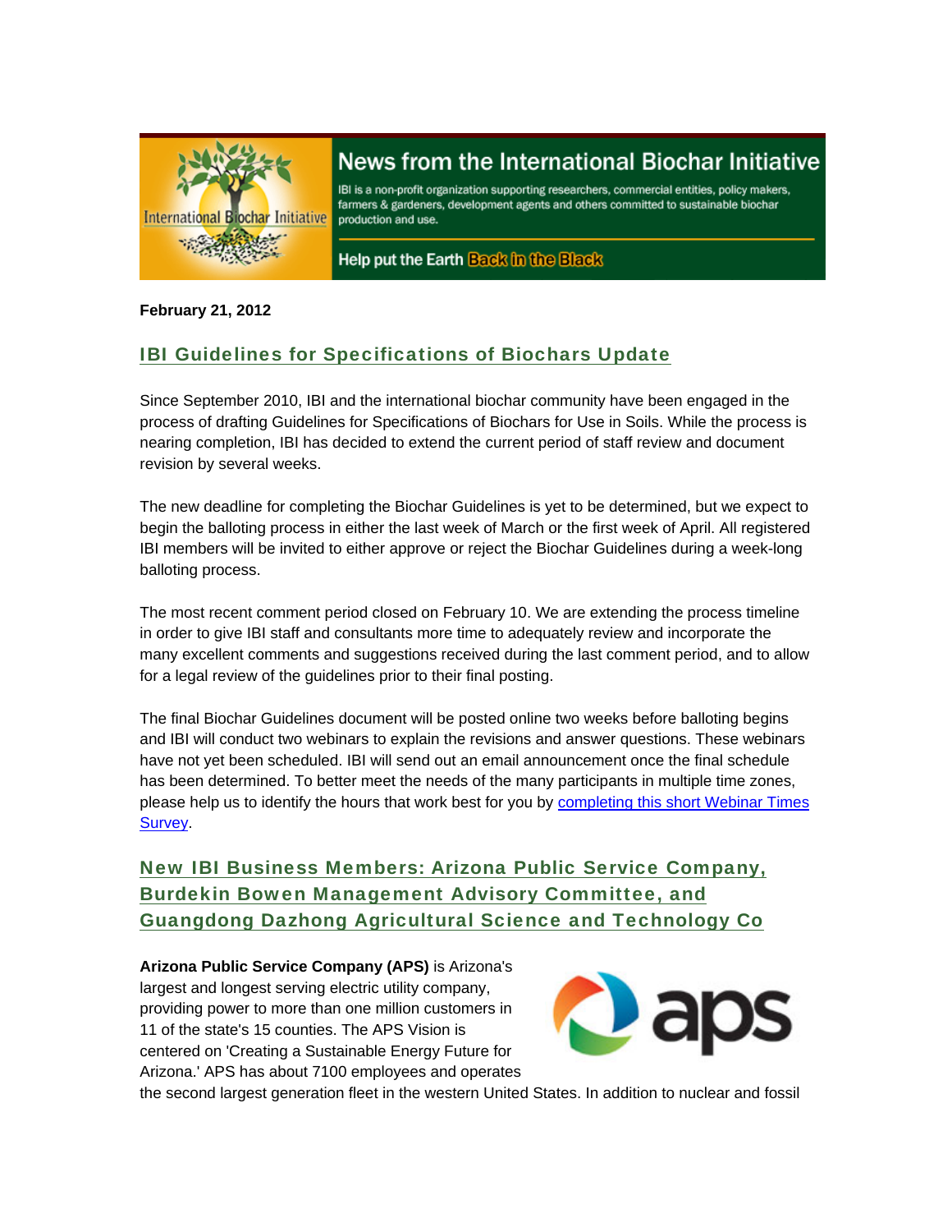# News from the International Biochar Initiative

IBI is a non-profit organization supporting researchers, commercial entities, policy makers, farmers & gardeners, development agents and others committed to sustainable biochar production and use.

Help put the Earth Back in the Black

**February 21, 2012**

## IBI Guidelines for Specifications of Biochars Update

Since September 2010, IBI and the international biochar community have been engaged in the process of drafting Guidelines for Specifications of Biochars for Use in Soils. While the process is nearing completion, IBI has decided to extend the current period of staff review and document revision by several weeks.

The new deadline for completing the Biochar Guidelines is yet to be determined, but we expect to begin the balloting process in either the last week of March or the first week of April. All registered IBI members will be invited to either approve or reject the Biochar Guidelines during a week-long balloting process.

The most recent comment period closed on February 10. We are extending the process timeline in order to give IBI staff and consultants more time to adequately review and incorporate the many excellent comments and suggestions received during the last comment period, and to allow for a legal review of the guidelines prior to their final posting.

The final Biochar Guidelines document will be posted online two weeks before balloting begins and IBI will conduct two webinars to explain the revisions and answer questions. These webinars have not yet been scheduled. IBI will send out an email announcement once the final schedule has been determined. To better meet the needs of the many participants in multiple time zones, please help us to identify the hours that work best for you by completing this short Webinar Times Survey.

## New IBI Business Members: Arizona Public Service Company, Burdekin Bowen Management Advisory Committee, and Guangdong Dazhong Agricultural Science and Technology Co

**Arizona Public Service Company (APS)** is Arizona's largest and longest serving electric utility company, providing power to more than one million customers in 11 of the state's 15 counties. The APS Vision is centered on 'Creating a Sustainable Energy Future for Arizona.' APS has about 7100 employees and operates the second largest generation fleet in the western United States. In addition to nuclear and fossil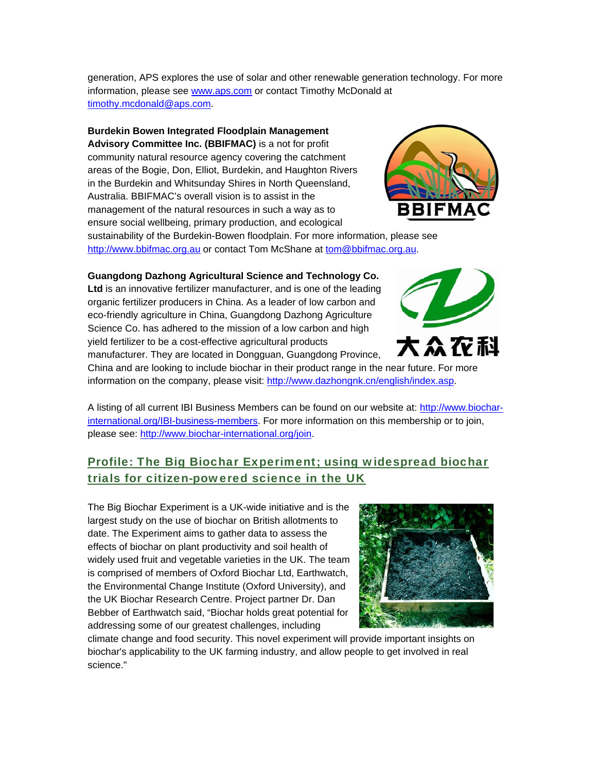generation, APS explores the use of solar and other renewable generation technology. For more information, please see www.aps.com or contact Timothy McDonald at timothy.mcdonald@aps.com.

**Burdekin Bowen Integrated Floodplain Management Advisory Committee Inc. (BBIFMAC)** is a not for profit community natural resource agency covering the catchment areas of the Bogie, Don, Elliot, Burdekin, and Haughton Rivers in the Burdekin and Whitsunday Shires in North Queensland, Australia. BBIFMAC's overall vision is to assist in the management of the natural resources in such a way as to ensure social wellbeing, primary production, and ecological sustainability of the Burdekin-Bowen floodplain. For more information, please see http://www.bbifmac.org.au or contact Tom McShane at tom@bbifmac.org.au.

**Guangdong Dazhong Agricultural Science and Technology Co. Ltd** is an innovative fertilizer manufacturer, and is one of the leading organic fertilizer producers in China. As a leader of low carbon and eco-friendly agriculture in China, Guangdong Dazhong Agriculture Science Co. has adhered to the mission of a low carbon and high yield fertilizer to be a cost-effective agricultural products manufacturer. They are located in Dongguan, Guangdong Province, China and are looking to include biochar in their product range in the near future. For more information on the company, please visit: http://www.dazhongnk.cn/english/index.asp.

A listing of all current IBI Business Members can be found on our website at: http://www.biochar-international.org/IBI-business-members. For more information on this membership or to join, please see: http://www.biochar-international.org/join.

## Profile: The Big Biochar Experiment; using widespread biochar trials for citizen-powered science in the UK

The Big Biochar Experiment is a UK-wide initiative and is the largest study on the use of biochar on British allotments to date. The Experiment aims to gather data to assess the effects of biochar on plant productivity and soil health of widely used fruit and vegetable varieties in the UK. The team is comprised of members of Oxford Biochar Ltd, Earthwatch, the Environmental Change Institute (Oxford University), and the UK Biochar Research Centre. Project partner Dr. Dan Bebber of Earthwatch said, "Biochar holds great potential for addressing some of our greatest challenges, including climate change and food security. This novel experiment will provide important insights on biochar's applicability to the UK farming industry, and allow people to get involved in real science."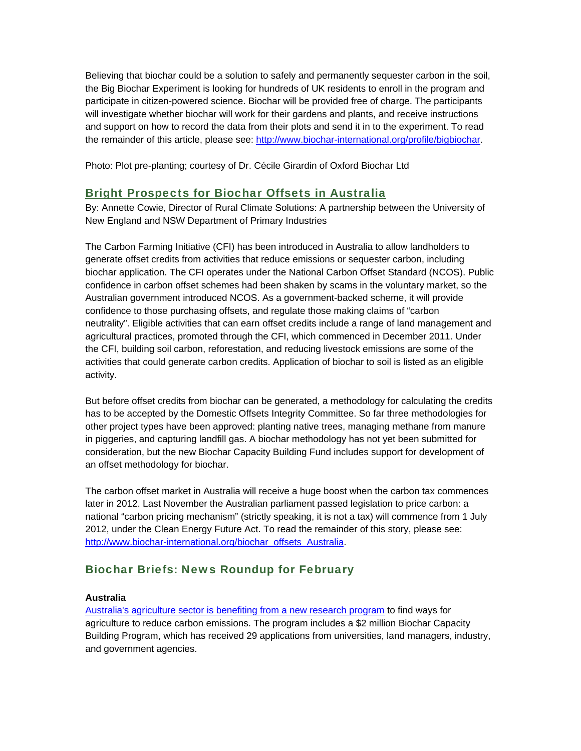Believing that biochar could be a solution to safely and permanently sequester carbon in the soil, the Big Biochar Experiment is looking for hundreds of UK residents to enroll in the program and participate in citizen-powered science. Biochar will be provided free of charge. The participants will investigate whether biochar will work for their gardens and plants, and receive instructions and support on how to record the data from their plots and send it in to the experiment. To read the remainder of this article, please see: http://www.biochar-international.org/profile/bigbiochar.

Photo: Plot pre-planting; courtesy of Dr. Cécile Girardin of Oxford Biochar Ltd

## Bright Prospects for Biochar Offsets in Australia

By: Annette Cowie, Director of Rural Climate Solutions: A partnership between the University of New England and NSW Department of Primary Industries

The Carbon Farming Initiative (CFI) has been introduced in Australia to allow landholders to generate offset credits from activities that reduce emissions or sequester carbon, including biochar application. The CFI operates under the National Carbon Offset Standard (NCOS). Public confidence in carbon offset schemes had been shaken by scams in the voluntary market, so the Australian government introduced NCOS. As a government-backed scheme, it will provide confidence to those purchasing offsets, and regulate those making claims of "carbon neutrality". Eligible activities that can earn offset credits include a range of land management and agricultural practices, promoted through the CFI, which commenced in December 2011. Under the CFI, building soil carbon, reforestation, and reducing livestock emissions are some of the activities that could generate carbon credits. Application of biochar to soil is listed as an eligible activity.

But before offset credits from biochar can be generated, a methodology for calculating the credits has to be accepted by the Domestic Offsets Integrity Committee. So far three methodologies for other project types have been approved: planting native trees, managing methane from manure in piggeries, and capturing landfill gas. A biochar methodology has not yet been submitted for consideration, but the new Biochar Capacity Building Fund includes support for development of an offset methodology for biochar.

The carbon offset market in Australia will receive a huge boost when the carbon tax commences later in 2012. Last November the Australian parliament passed legislation to price carbon: a national "carbon pricing mechanism" (strictly speaking, it is not a tax) will commence from 1 July 2012, under the Clean Energy Future Act. To read the remainder of this story, please see: http://www.biochar-international.org/biochar_offsets_Australia.

## Biochar Briefs: News Roundup for February

**Australia**

Australia's agriculture sector is benefiting from a new research program to find ways for agriculture to reduce carbon emissions. The program includes a $2 million Biochar Capacity Building Program, which has received 29 applications from universities, land managers, industry, and government agencies.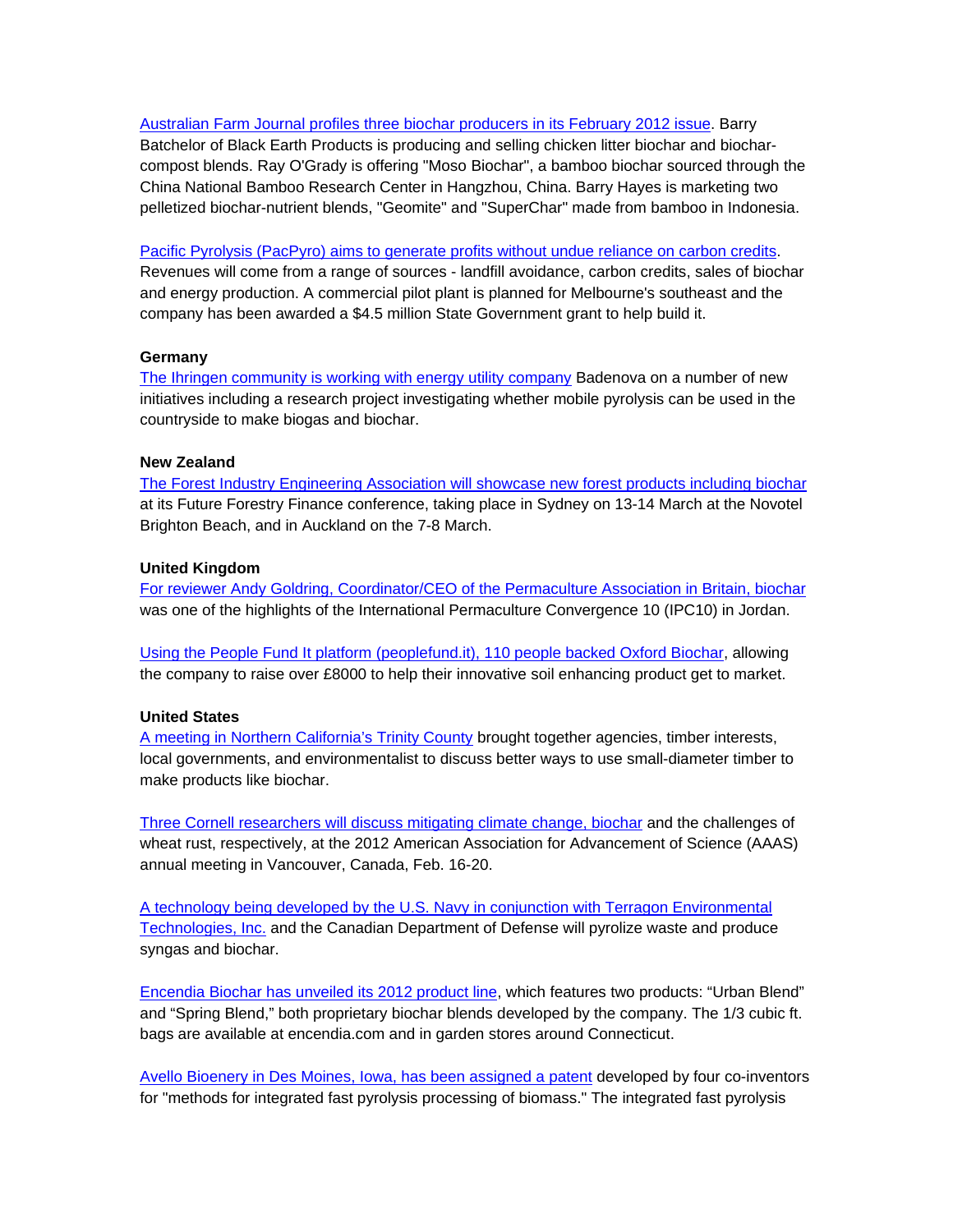Australian Farm Journal profiles three biochar producers in its February 2012 issue. Barry Batchelor of Black Earth Products is producing and selling chicken litter biochar and biochar-compost blends. Ray O'Grady is offering "Moso Biochar", a bamboo biochar sourced through the China National Bamboo Research Center in Hangzhou, China. Barry Hayes is marketing two pelletized biochar-nutrient blends, "Geomite" and "SuperChar" made from bamboo in Indonesia.

Pacific Pyrolysis (PacPyro) aims to generate profits without undue reliance on carbon credits. Revenues will come from a range of sources - landfill avoidance, carbon credits, sales of biochar and energy production. A commercial pilot plant is planned for Melbourne's southeast and the company has been awarded a $4.5 million State Government grant to help build it.

**Germany**

The Ihringen community is working with energy utility company Badenova on a number of new initiatives including a research project investigating whether mobile pyrolysis can be used in the countryside to make biogas and biochar.

**New Zealand**

The Forest Industry Engineering Association will showcase new forest products including biochar at its Future Forestry Finance conference, taking place in Sydney on 13-14 March at the Novotel Brighton Beach, and in Auckland on the 7-8 March.

**United Kingdom**

For reviewer Andy Goldring, Coordinator/CEO of the Permaculture Association in Britain, biochar was one of the highlights of the International Permaculture Convergence 10 (IPC10) in Jordan.

Using the People Fund It platform (peoplefund.it), 110 people backed Oxford Biochar, allowing the company to raise over £8000 to help their innovative soil enhancing product get to market.

**United States**

A meeting in Northern California's Trinity County brought together agencies, timber interests, local governments, and environmentalist to discuss better ways to use small-diameter timber to make products like biochar.

Three Cornell researchers will discuss mitigating climate change, biochar and the challenges of wheat rust, respectively, at the 2012 American Association for Advancement of Science (AAAS) annual meeting in Vancouver, Canada, Feb. 16-20.

A technology being developed by the U.S. Navy in conjunction with Terragon Environmental Technologies, Inc. and the Canadian Department of Defense will pyrolize waste and produce syngas and biochar.

Encendia Biochar has unveiled its 2012 product line, which features two products: "Urban Blend" and "Spring Blend," both proprietary biochar blends developed by the company. The 1/3 cubic ft. bags are available at encendia.com and in garden stores around Connecticut.

Avello Bioenery in Des Moines, Iowa, has been assigned a patent developed by four co-inventors for "methods for integrated fast pyrolysis processing of biomass." The integrated fast pyrolysis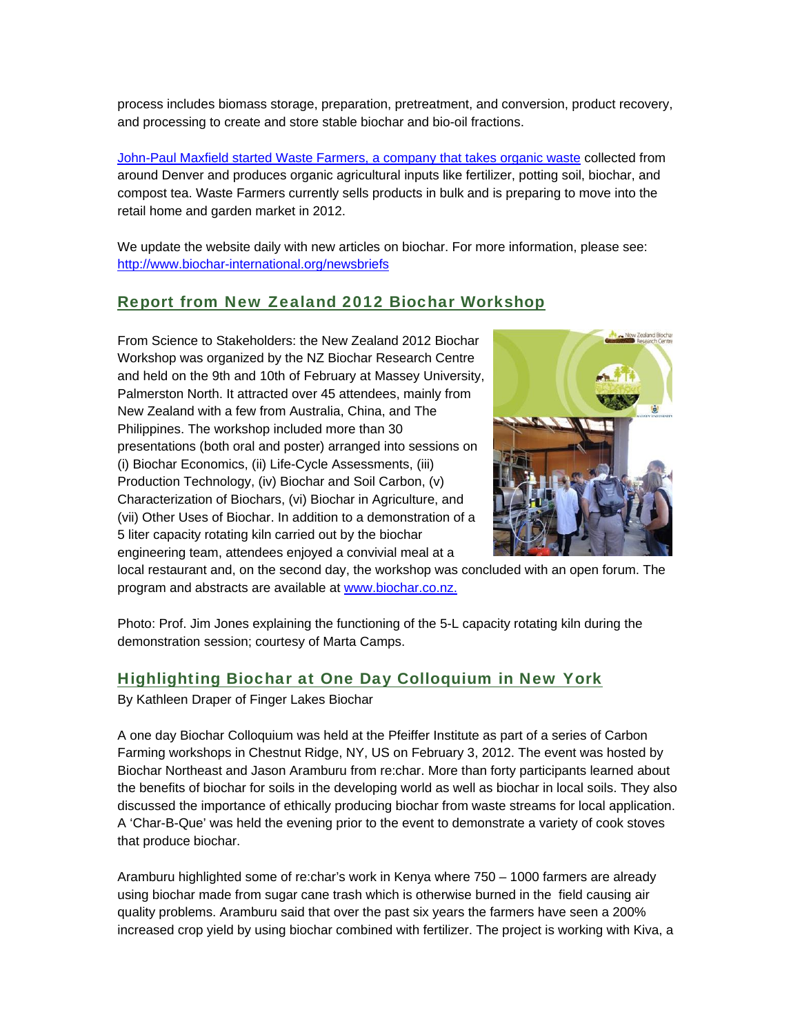process includes biomass storage, preparation, pretreatment, and conversion, product recovery, and processing to create and store stable biochar and bio-oil fractions.

John-Paul Maxfield started Waste Farmers, a company that takes organic waste collected from around Denver and produces organic agricultural inputs like fertilizer, potting soil, biochar, and compost tea. Waste Farmers currently sells products in bulk and is preparing to move into the retail home and garden market in 2012.

We update the website daily with new articles on biochar. For more information, please see: http://www.biochar-international.org/newsbriefs

## Report from New Zealand 2012 Biochar Workshop

From Science to Stakeholders: the New Zealand 2012 Biochar Workshop was organized by the NZ Biochar Research Centre and held on the 9th and 10th of February at Massey University, Palmerston North. It attracted over 45 attendees, mainly from New Zealand with a few from Australia, China, and The Philippines. The workshop included more than 30 presentations (both oral and poster) arranged into sessions on (i) Biochar Economics, (ii) Life-Cycle Assessments, (iii) Production Technology, (iv) Biochar and Soil Carbon, (v) Characterization of Biochars, (vi) Biochar in Agriculture, and (vii) Other Uses of Biochar. In addition to a demonstration of a 5 liter capacity rotating kiln carried out by the biochar engineering team, attendees enjoyed a convivial meal at a local restaurant and, on the second day, the workshop was concluded with an open forum. The program and abstracts are available at www.biochar.co.nz.

Photo: Prof. Jim Jones explaining the functioning of the 5-L capacity rotating kiln during the demonstration session; courtesy of Marta Camps.

## Highlighting Biochar at One Day Colloquium in New York

By Kathleen Draper of Finger Lakes Biochar

A one day Biochar Colloquium was held at the Pfeiffer Institute as part of a series of Carbon Farming workshops in Chestnut Ridge, NY, US on February 3, 2012. The event was hosted by Biochar Northeast and Jason Aramburu from re:char. More than forty participants learned about the benefits of biochar for soils in the developing world as well as biochar in local soils. They also discussed the importance of ethically producing biochar from waste streams for local application. A 'Char-B-Que' was held the evening prior to the event to demonstrate a variety of cook stoves that produce biochar.

Aramburu highlighted some of re:char's work in Kenya where 750 – 1000 farmers are already using biochar made from sugar cane trash which is otherwise burned in the field causing air quality problems. Aramburu said that over the past six years the farmers have seen a 200% increased crop yield by using biochar combined with fertilizer. The project is working with Kiva, a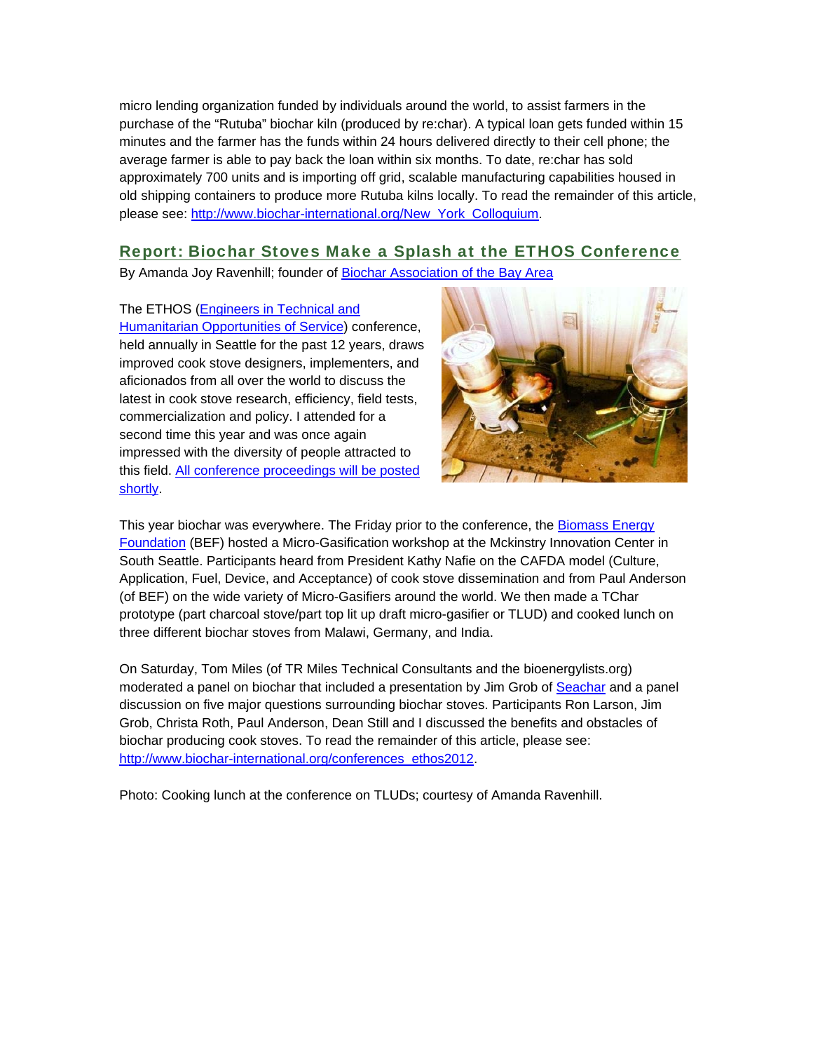micro lending organization funded by individuals around the world, to assist farmers in the purchase of the "Rutuba" biochar kiln (produced by re:char). A typical loan gets funded within 15 minutes and the farmer has the funds within 24 hours delivered directly to their cell phone; the average farmer is able to pay back the loan within six months. To date, re:char has sold approximately 700 units and is importing off grid, scalable manufacturing capabilities housed in old shipping containers to produce more Rutuba kilns locally. To read the remainder of this article, please see: http://www.biochar-international.org/New_York_Colloquium.

## Report: Biochar Stoves Make a Splash at the ETHOS Conference

By Amanda Joy Ravenhill; founder of Biochar Association of the Bay Area

The ETHOS (Engineers in Technical and Humanitarian Opportunities of Service) conference, held annually in Seattle for the past 12 years, draws improved cook stove designers, implementers, and aficionados from all over the world to discuss the latest in cook stove research, efficiency, field tests, commercialization and policy. I attended for a second time this year and was once again impressed with the diversity of people attracted to this field. All conference proceedings will be posted shortly.

This year biochar was everywhere. The Friday prior to the conference, the Biomass Energy Foundation (BEF) hosted a Micro-Gasification workshop at the Mckinstry Innovation Center in South Seattle. Participants heard from President Kathy Nafie on the CAFDA model (Culture, Application, Fuel, Device, and Acceptance) of cook stove dissemination and from Paul Anderson (of BEF) on the wide variety of Micro-Gasifiers around the world. We then made a TChar prototype (part charcoal stove/part top lit up draft micro-gasifier or TLUD) and cooked lunch on three different biochar stoves from Malawi, Germany, and India.

On Saturday, Tom Miles (of TR Miles Technical Consultants and the bioenergylists.org) moderated a panel on biochar that included a presentation by Jim Grob of Seachar and a panel discussion on five major questions surrounding biochar stoves. Participants Ron Larson, Jim Grob, Christa Roth, Paul Anderson, Dean Still and I discussed the benefits and obstacles of biochar producing cook stoves. To read the remainder of this article, please see: http://www.biochar-international.org/conferences_ethos2012.

Photo: Cooking lunch at the conference on TLUDs; courtesy of Amanda Ravenhill.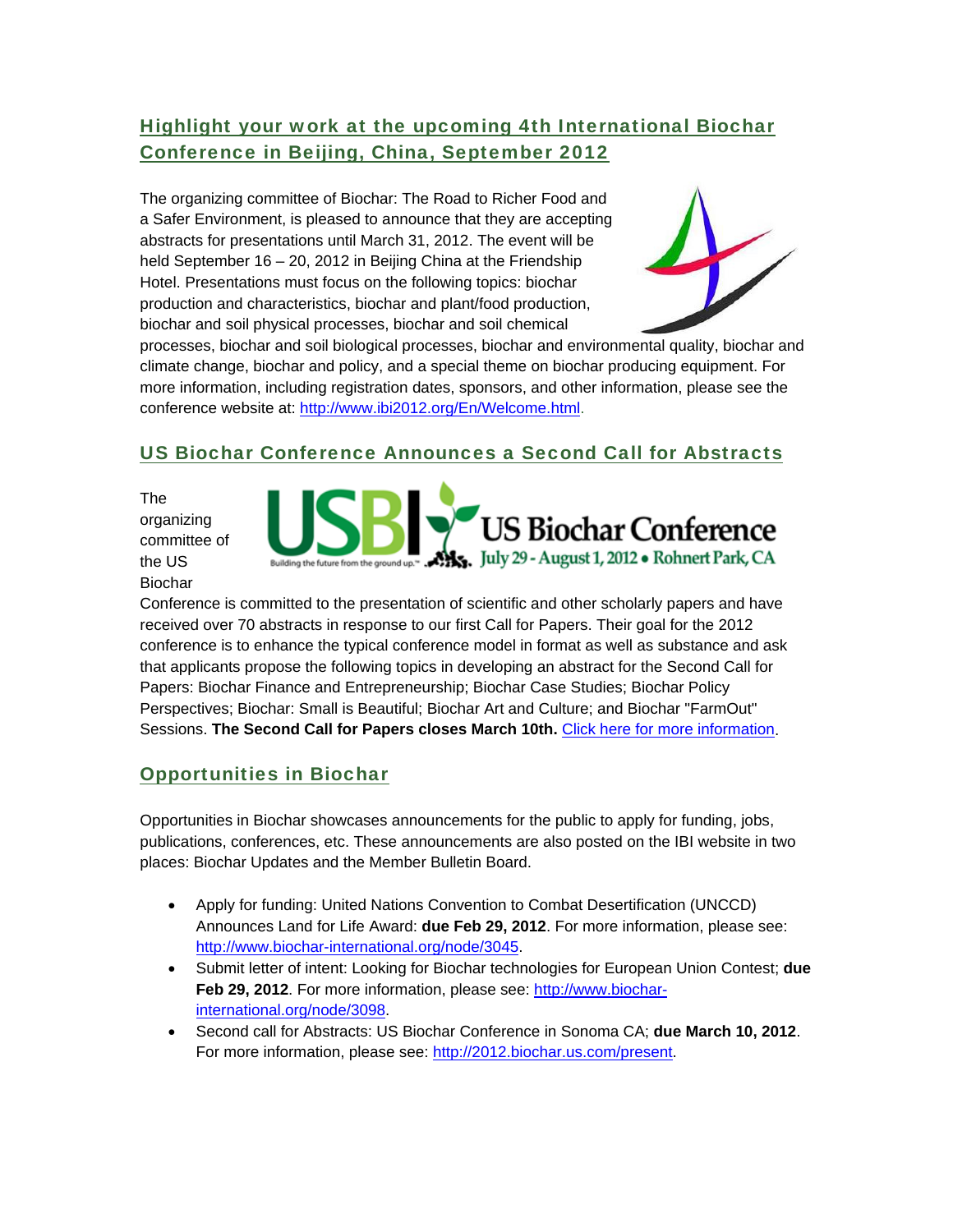## [Highlight your work at the upcoming 4th International Biochar Conference in Beijing, China, September 2012]

The organizing committee of Biochar: The Road to Richer Food and a Safer Environment, is pleased to announce that they are accepting abstracts for presentations until March 31, 2012. The event will be held September 16 – 20, 2012 in Beijing China at the Friendship Hotel. Presentations must focus on the following topics: biochar production and characteristics, biochar and plant/food production, biochar and soil physical processes, biochar and soil chemical processes, biochar and soil biological processes, biochar and environmental quality, biochar and climate change, biochar and policy, and a special theme on biochar producing equipment. For more information, including registration dates, sponsors, and other information, please see the conference website at: http://www.ibi2012.org/En/Welcome.html.

## US Biochar Conference Announces a Second Call for Abstracts

The organizing committee of the US Biochar Conference is committed to the presentation of scientific and other scholarly papers and have received over 70 abstracts in response to our first Call for Papers. Their goal for the 2012 conference is to enhance the typical conference model in format as well as substance and ask that applicants propose the following topics in developing an abstract for the Second Call for Papers: Biochar Finance and Entrepreneurship; Biochar Case Studies; Biochar Policy Perspectives; Biochar: Small is Beautiful; Biochar Art and Culture; and Biochar "FarmOut" Sessions. **The Second Call for Papers closes March 10th.** Click here for more information.

## Opportunities in Biochar

Opportunities in Biochar showcases announcements for the public to apply for funding, jobs, publications, conferences, etc. These announcements are also posted on the IBI website in two places: Biochar Updates and the Member Bulletin Board.

- Apply for funding: United Nations Convention to Combat Desertification (UNCCD) Announces Land for Life Award: **due Feb 29, 2012**. For more information, please see: http://www.biochar-international.org/node/3045.
- Submit letter of intent: Looking for Biochar technologies for European Union Contest; **due Feb 29, 2012**. For more information, please see: http://www.biochar-international.org/node/3098.
- Second call for Abstracts: US Biochar Conference in Sonoma CA; **due March 10, 2012**. For more information, please see: http://2012.biochar.us.com/present.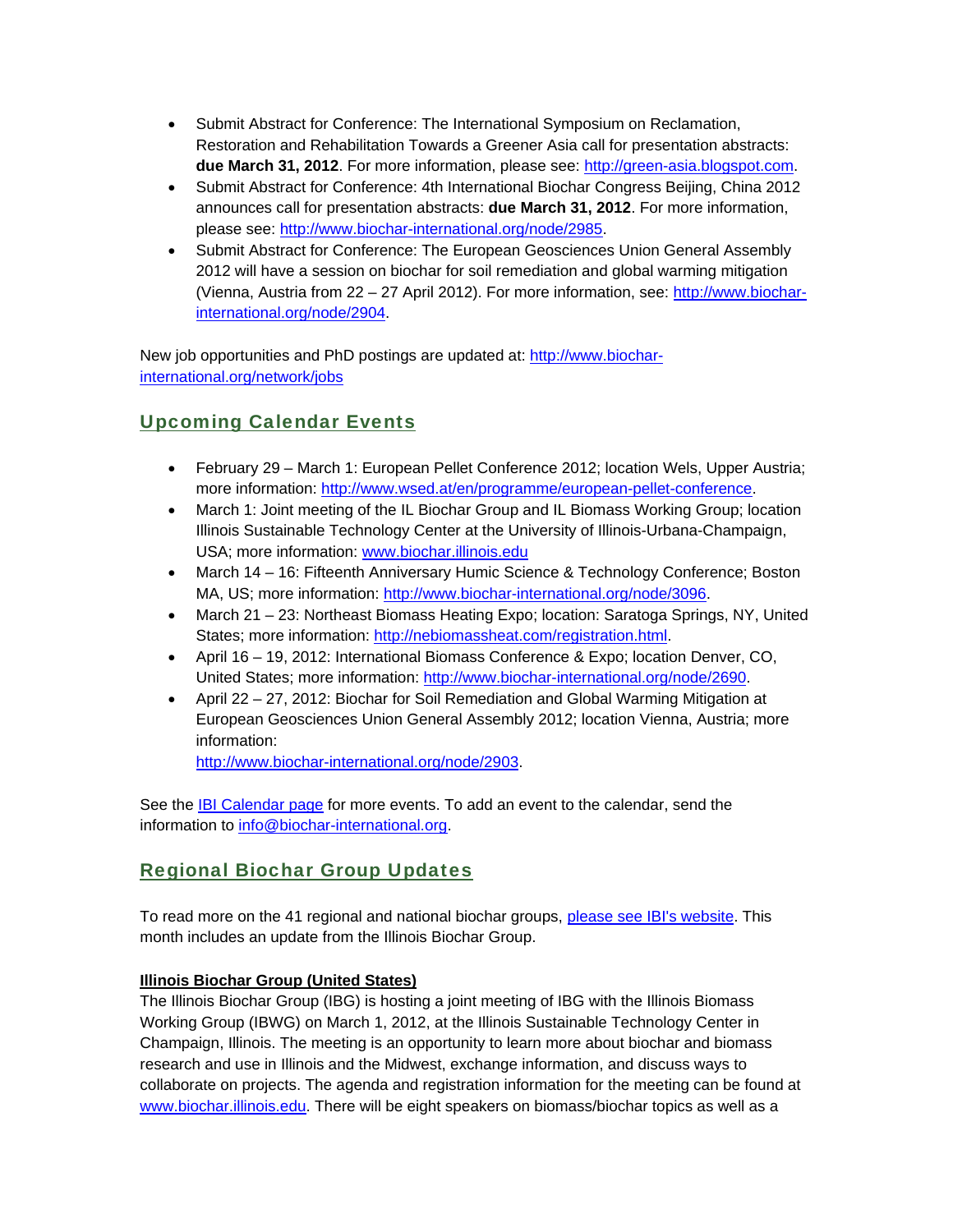- Submit Abstract for Conference: The International Symposium on Reclamation, Restoration and Rehabilitation Towards a Greener Asia call for presentation abstracts: **due March 31, 2012**. For more information, please see: [http://green-asia.blogspot.com](http://green-asia.blogspot.com).
- Submit Abstract for Conference: 4th International Biochar Congress Beijing, China 2012 announces call for presentation abstracts: **due March 31, 2012**. For more information, please see: [http://www.biochar-international.org/node/2985](http://www.biochar-international.org/node/2985).
- Submit Abstract for Conference: The European Geosciences Union General Assembly 2012 will have a session on biochar for soil remediation and global warming mitigation (Vienna, Austria from 22 – 27 April 2012). For more information, see: [http://www.biochar-international.org/node/2904](http://www.biochar-international.org/node/2904).

New job opportunities and PhD postings are updated at: [http://www.biochar-international.org/network/jobs](http://www.biochar-international.org/network/jobs)

## Upcoming Calendar Events

- February 29 – March 1: European Pellet Conference 2012; location Wels, Upper Austria; more information: [http://www.wsed.at/en/programme/european-pellet-conference](http://www.wsed.at/en/programme/european-pellet-conference).
- March 1: Joint meeting of the IL Biochar Group and IL Biomass Working Group; location Illinois Sustainable Technology Center at the University of Illinois-Urbana-Champaign, USA; more information: [www.biochar.illinois.edu](www.biochar.illinois.edu)
- March 14 – 16: Fifteenth Anniversary Humic Science & Technology Conference; Boston MA, US; more information: [http://www.biochar-international.org/node/3096](http://www.biochar-international.org/node/3096).
- March 21 – 23: Northeast Biomass Heating Expo; location: Saratoga Springs, NY, United States; more information: [http://nebiomassheat.com/registration.html](http://nebiomassheat.com/registration.html).
- April 16 – 19, 2012: International Biomass Conference & Expo; location Denver, CO, United States; more information: [http://www.biochar-international.org/node/2690](http://www.biochar-international.org/node/2690).
- April 22 – 27, 2012: Biochar for Soil Remediation and Global Warming Mitigation at European Geosciences Union General Assembly 2012; location Vienna, Austria; more information: [http://www.biochar-international.org/node/2903](http://www.biochar-international.org/node/2903).

See the [IBI Calendar page]() for more events. To add an event to the calendar, send the information to [info@biochar-international.org](mailto:info@biochar-international.org).

## Regional Biochar Group Updates

To read more on the 41 regional and national biochar groups, [please see IBI's website](). This month includes an update from the Illinois Biochar Group.

**Illinois Biochar Group (United States)**

The Illinois Biochar Group (IBG) is hosting a joint meeting of IBG with the Illinois Biomass Working Group (IBWG) on March 1, 2012, at the Illinois Sustainable Technology Center in Champaign, Illinois. The meeting is an opportunity to learn more about biochar and biomass research and use in Illinois and the Midwest, exchange information, and discuss ways to collaborate on projects. The agenda and registration information for the meeting can be found at [www.biochar.illinois.edu](www.biochar.illinois.edu). There will be eight speakers on biomass/biochar topics as well as a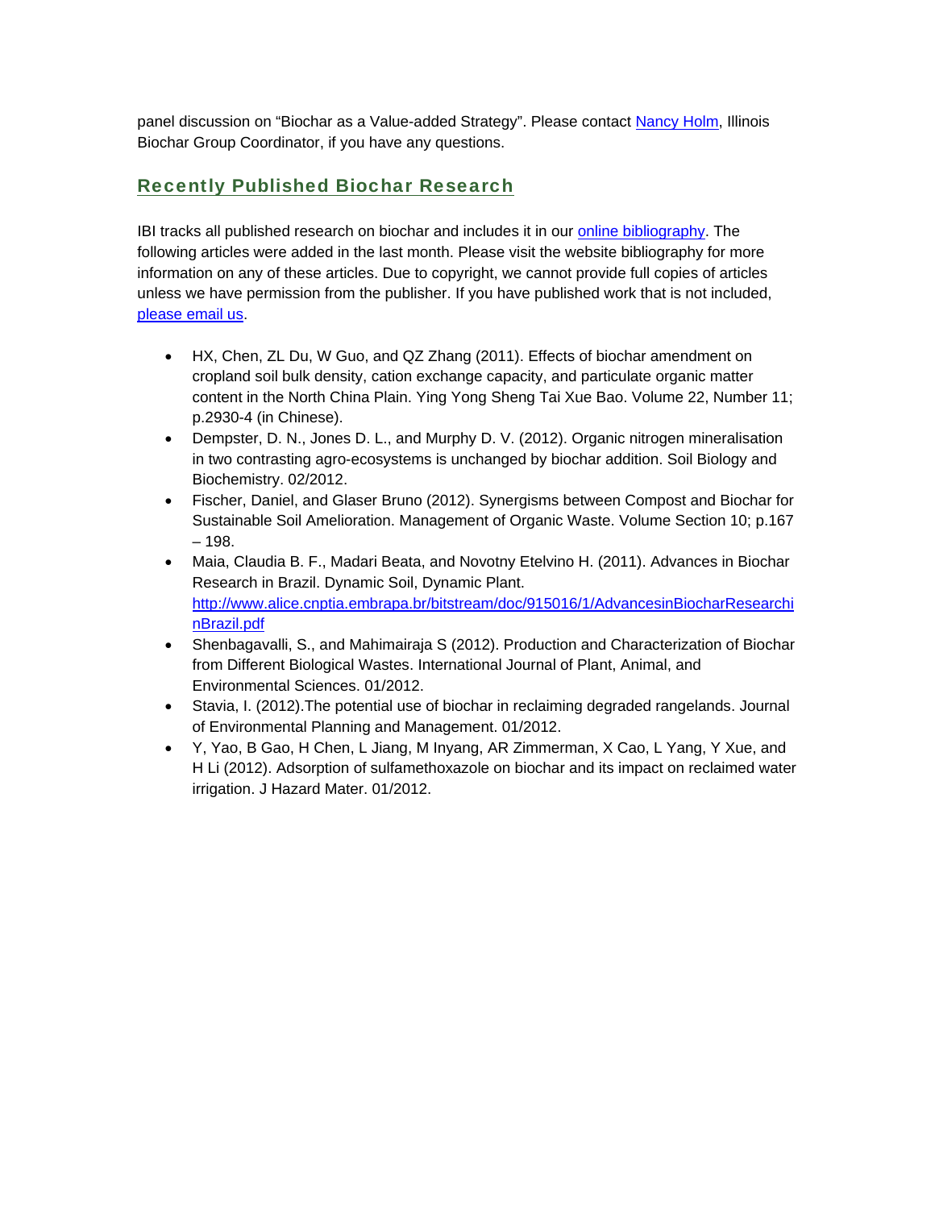panel discussion on "Biochar as a Value-added Strategy". Please contact Nancy Holm, Illinois Biochar Group Coordinator, if you have any questions.

## Recently Published Biochar Research

IBI tracks all published research on biochar and includes it in our online bibliography. The following articles were added in the last month. Please visit the website bibliography for more information on any of these articles. Due to copyright, we cannot provide full copies of articles unless we have permission from the publisher. If you have published work that is not included, please email us.

- HX, Chen, ZL Du, W Guo, and QZ Zhang (2011). Effects of biochar amendment on cropland soil bulk density, cation exchange capacity, and particulate organic matter content in the North China Plain. Ying Yong Sheng Tai Xue Bao. Volume 22, Number 11; p.2930-4 (in Chinese).
- Dempster, D. N., Jones D. L., and Murphy D. V. (2012). Organic nitrogen mineralisation in two contrasting agro-ecosystems is unchanged by biochar addition. Soil Biology and Biochemistry. 02/2012.
- Fischer, Daniel, and Glaser Bruno (2012). Synergisms between Compost and Biochar for Sustainable Soil Amelioration. Management of Organic Waste. Volume Section 10; p.167 – 198.
- Maia, Claudia B. F., Madari Beata, and Novotny Etelvino H. (2011). Advances in Biochar Research in Brazil. Dynamic Soil, Dynamic Plant. http://www.alice.cnptia.embrapa.br/bitstream/doc/915016/1/AdvancesinBiocharResearchinBrazil.pdf
- Shenbagavalli, S., and Mahimairaja S (2012). Production and Characterization of Biochar from Different Biological Wastes. International Journal of Plant, Animal, and Environmental Sciences. 01/2012.
- Stavia, I. (2012).The potential use of biochar in reclaiming degraded rangelands. Journal of Environmental Planning and Management. 01/2012.
- Y, Yao, B Gao, H Chen, L Jiang, M Inyang, AR Zimmerman, X Cao, L Yang, Y Xue, and H Li (2012). Adsorption of sulfamethoxazole on biochar and its impact on reclaimed water irrigation. J Hazard Mater. 01/2012.